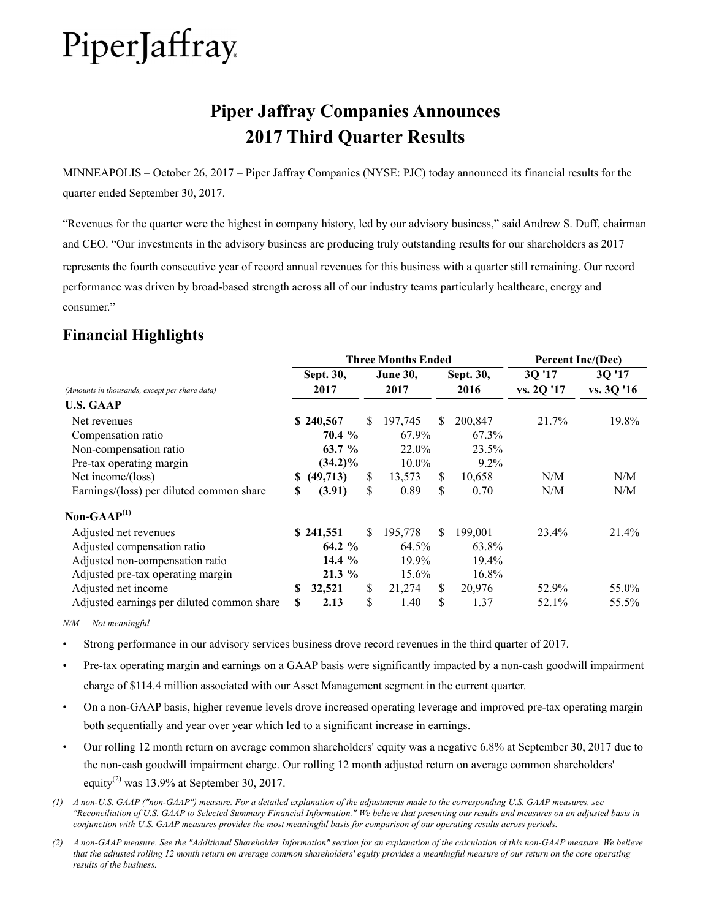# PiperJaffray

## Piper Jaffray Companies Announces 2017 Third Quarter Results

MINNEAPOLIS – October 26, 2017 – Piper Jaffray Companies (NYSE: PJC) today announced its financial results for the quarter ended September 30, 2017.

"Revenues for the quarter were the highest in company history, led by our advisory business," said Andrew S. Duff, chairman and CEO. "Our investments in the advisory business are producing truly outstanding results for our shareholders as 2017 represents the fourth consecutive year of record annual revenues for this business with a quarter still remaining. Our record performance was driven by broad-based strength across all of our industry teams particularly healthcare, energy and consumer."

## Financial Highlights

| | Three Months Ended | | | Percent Inc/(Dec) | |
|---|---|---|---|---|---|
| *(Amounts in thousands, except per share data)* | Sept. 30, 2017 | June 30, 2017 | Sept. 30, 2016 | 3Q '17 vs. 2Q '17 | 3Q '17 vs. 3Q '16 |
| **U.S. GAAP** | | | | | |
| Net revenues | **$ 240,567** | $ 197,745 | $ 200,847 | 21.7% | 19.8% |
| Compensation ratio | **70.4 %** | 67.9% | 67.3% | | |
| Non-compensation ratio | **63.7 %** | 22.0% | 23.5% | | |
| Pre-tax operating margin | **(34.2)%** | 10.0% | 9.2% | | |
| Net income/(loss) | **$ (49,713)** | $ 13,573 | $ 10,658 | N/M | N/M |
| Earnings/(loss) per diluted common share | **$ (3.91)** | $ 0.89 | $ 0.70 | N/M | N/M |
| **Non-GAAP[(1)]** | | | | | |
| Adjusted net revenues | **$ 241,551** | $ 195,778 | $ 199,001 | 23.4% | 21.4% |
| Adjusted compensation ratio | **64.2 %** | 64.5% | 63.8% | | |
| Adjusted non-compensation ratio | **14.4 %** | 19.9% | 19.4% | | |
| Adjusted pre-tax operating margin | **21.3 %** | 15.6% | 16.8% | | |
| Adjusted net income | **$ 32,521** | $ 21,274 | $ 20,976 | 52.9% | 55.0% |
| Adjusted earnings per diluted common share | **$ 2.13** | $ 1.40 | $ 1.37 | 52.1% | 55.5% |

*N/M — Not meaningful*

- Strong performance in our advisory services business drove record revenues in the third quarter of 2017.
- Pre-tax operating margin and earnings on a GAAP basis were significantly impacted by a non-cash goodwill impairment charge of $114.4 million associated with our Asset Management segment in the current quarter.
- On a non-GAAP basis, higher revenue levels drove increased operating leverage and improved pre-tax operating margin both sequentially and year over year which led to a significant increase in earnings.
- Our rolling 12 month return on average common shareholders' equity was a negative 6.8% at September 30, 2017 due to the non-cash goodwill impairment charge. Our rolling 12 month adjusted return on average common shareholders' equity[(2)] was 13.9% at September 30, 2017.

*(1) A non-U.S. GAAP ("non-GAAP") measure. For a detailed explanation of the adjustments made to the corresponding U.S. GAAP measures, see "Reconciliation of U.S. GAAP to Selected Summary Financial Information." We believe that presenting our results and measures on an adjusted basis in conjunction with U.S. GAAP measures provides the most meaningful basis for comparison of our operating results across periods.*

*(2) A non-GAAP measure. See the "Additional Shareholder Information" section for an explanation of the calculation of this non-GAAP measure. We believe that the adjusted rolling 12 month return on average common shareholders' equity provides a meaningful measure of our return on the core operating results of the business.*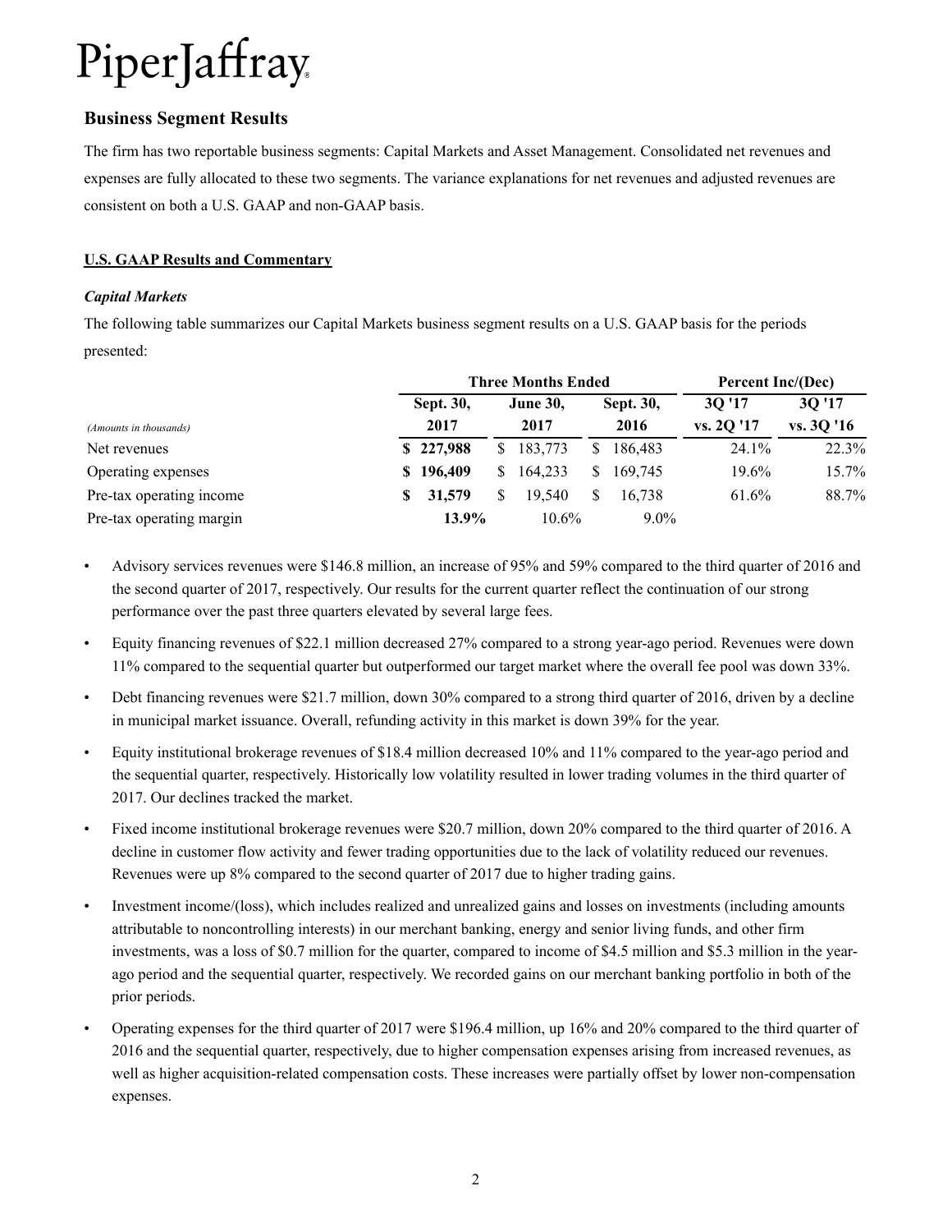## Business Segment Results

The firm has two reportable business segments: Capital Markets and Asset Management. Consolidated net revenues and expenses are fully allocated to these two segments. The variance explanations for net revenues and adjusted revenues are consistent on both a U.S. GAAP and non-GAAP basis.

**U.S. GAAP Results and Commentary**

***Capital Markets***

The following table summarizes our Capital Markets business segment results on a U.S. GAAP basis for the periods presented:

| | Three Months Ended | | | Percent Inc/(Dec) | |
|---|---|---|---|---|---|
| *(Amounts in thousands)* | **Sept. 30, 2017** | **June 30, 2017** | **Sept. 30, 2016** | **3Q '17 vs. 2Q '17** | **3Q '17 vs. 3Q '16** |
| Net revenues | **$ 227,988** | $ 183,773 | $ 186,483 | 24.1% | 22.3% |
| Operating expenses | **$ 196,409** | $ 164,233 | $ 169,745 | 19.6% | 15.7% |
| Pre-tax operating income | **$ 31,579** | $ 19,540 | $ 16,738 | 61.6% | 88.7% |
| Pre-tax operating margin | **13.9%** | 10.6% | 9.0% | | |

- Advisory services revenues were $146.8 million, an increase of 95% and 59% compared to the third quarter of 2016 and the second quarter of 2017, respectively. Our results for the current quarter reflect the continuation of our strong performance over the past three quarters elevated by several large fees.
- Equity financing revenues of $22.1 million decreased 27% compared to a strong year-ago period. Revenues were down 11% compared to the sequential quarter but outperformed our target market where the overall fee pool was down 33%.
- Debt financing revenues were $21.7 million, down 30% compared to a strong third quarter of 2016, driven by a decline in municipal market issuance. Overall, refunding activity in this market is down 39% for the year.
- Equity institutional brokerage revenues of $18.4 million decreased 10% and 11% compared to the year-ago period and the sequential quarter, respectively. Historically low volatility resulted in lower trading volumes in the third quarter of 2017. Our declines tracked the market.
- Fixed income institutional brokerage revenues were $20.7 million, down 20% compared to the third quarter of 2016. A decline in customer flow activity and fewer trading opportunities due to the lack of volatility reduced our revenues. Revenues were up 8% compared to the second quarter of 2017 due to higher trading gains.
- Investment income/(loss), which includes realized and unrealized gains and losses on investments (including amounts attributable to noncontrolling interests) in our merchant banking, energy and senior living funds, and other firm investments, was a loss of $0.7 million for the quarter, compared to income of $4.5 million and $5.3 million in the year-ago period and the sequential quarter, respectively. We recorded gains on our merchant banking portfolio in both of the prior periods.
- Operating expenses for the third quarter of 2017 were $196.4 million, up 16% and 20% compared to the third quarter of 2016 and the sequential quarter, respectively, due to higher compensation expenses arising from increased revenues, as well as higher acquisition-related compensation costs. These increases were partially offset by lower non-compensation expenses.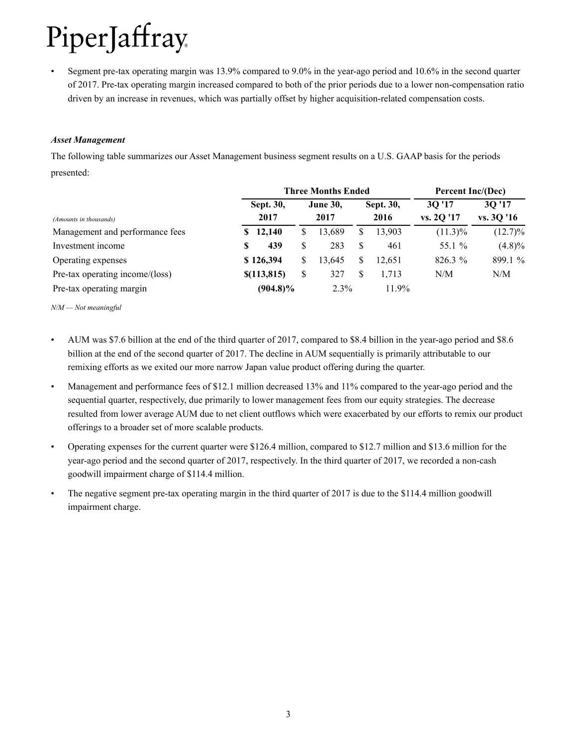- Segment pre-tax operating margin was 13.9% compared to 9.0% in the year-ago period and 10.6% in the second quarter of 2017. Pre-tax operating margin increased compared to both of the prior periods due to a lower non-compensation ratio driven by an increase in revenues, which was partially offset by higher acquisition-related compensation costs.

***Asset Management***

The following table summarizes our Asset Management business segment results on a U.S. GAAP basis for the periods presented:

| | Three Months Ended | | | Percent Inc/(Dec) | |
|---|---|---|---|---|---|
| *(Amounts in thousands)* | **Sept. 30, 2017** | **June 30, 2017** | **Sept. 30, 2016** | **3Q '17 vs. 2Q '17** | **3Q '17 vs. 3Q '16** |
| Management and performance fees | **$ 12,140** | $ 13,689 | $ 13,903 | (11.3)% | (12.7)% |
| Investment income | **$ 439** | $ 283 | $ 461 | 55.1 % | (4.8)% |
| Operating expenses | **$ 126,394** | $ 13,645 | $ 12,651 | 826.3 % | 899.1 % |
| Pre-tax operating income/(loss) | **$(113,815)** | $ 327 | $ 1,713 | N/M | N/M |
| Pre-tax operating margin | **(904.8)%** | 2.3% | 11.9% | | |

*N/M — Not meaningful*

- AUM was $7.6 billion at the end of the third quarter of 2017, compared to $8.4 billion in the year-ago period and $8.6 billion at the end of the second quarter of 2017. The decline in AUM sequentially is primarily attributable to our remixing efforts as we exited our more narrow Japan value product offering during the quarter.
- Management and performance fees of $12.1 million decreased 13% and 11% compared to the year-ago period and the sequential quarter, respectively, due primarily to lower management fees from our equity strategies. The decrease resulted from lower average AUM due to net client outflows which were exacerbated by our efforts to remix our product offerings to a broader set of more scalable products.
- Operating expenses for the current quarter were $126.4 million, compared to $12.7 million and $13.6 million for the year-ago period and the second quarter of 2017, respectively. In the third quarter of 2017, we recorded a non-cash goodwill impairment charge of $114.4 million.
- The negative segment pre-tax operating margin in the third quarter of 2017 is due to the $114.4 million goodwill impairment charge.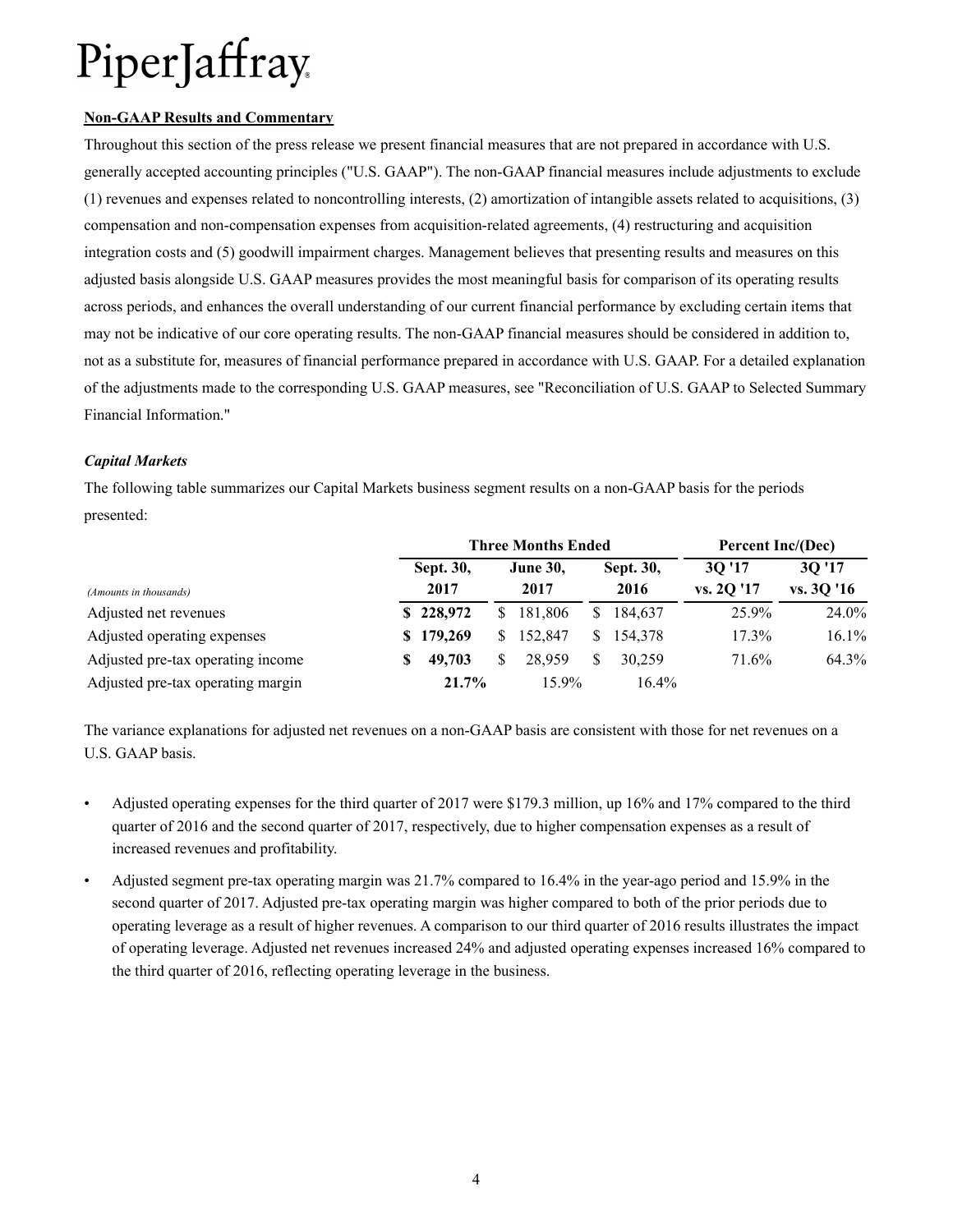**Non-GAAP Results and Commentary**

Throughout this section of the press release we present financial measures that are not prepared in accordance with U.S. generally accepted accounting principles ("U.S. GAAP"). The non-GAAP financial measures include adjustments to exclude (1) revenues and expenses related to noncontrolling interests, (2) amortization of intangible assets related to acquisitions, (3) compensation and non-compensation expenses from acquisition-related agreements, (4) restructuring and acquisition integration costs and (5) goodwill impairment charges. Management believes that presenting results and measures on this adjusted basis alongside U.S. GAAP measures provides the most meaningful basis for comparison of its operating results across periods, and enhances the overall understanding of our current financial performance by excluding certain items that may not be indicative of our core operating results. The non-GAAP financial measures should be considered in addition to, not as a substitute for, measures of financial performance prepared in accordance with U.S. GAAP. For a detailed explanation of the adjustments made to the corresponding U.S. GAAP measures, see "Reconciliation of U.S. GAAP to Selected Summary Financial Information."

***Capital Markets***

The following table summarizes our Capital Markets business segment results on a non-GAAP basis for the periods presented:

| | Three Months Ended | | | Percent Inc/(Dec) | |
|---|---|---|---|---|---|
| *(Amounts in thousands)* | **Sept. 30, 2017** | **June 30, 2017** | **Sept. 30, 2016** | **3Q '17 vs. 2Q '17** | **3Q '17 vs. 3Q '16** |
| Adjusted net revenues | **$ 228,972** | $ 181,806 | $ 184,637 | 25.9% | 24.0% |
| Adjusted operating expenses | **$ 179,269** | $ 152,847 | $ 154,378 | 17.3% | 16.1% |
| Adjusted pre-tax operating income | **$ 49,703** | $ 28,959 | $ 30,259 | 71.6% | 64.3% |
| Adjusted pre-tax operating margin | **21.7%** | 15.9% | 16.4% | | |

The variance explanations for adjusted net revenues on a non-GAAP basis are consistent with those for net revenues on a U.S. GAAP basis.

- Adjusted operating expenses for the third quarter of 2017 were $179.3 million, up 16% and 17% compared to the third quarter of 2016 and the second quarter of 2017, respectively, due to higher compensation expenses as a result of increased revenues and profitability.
- Adjusted segment pre-tax operating margin was 21.7% compared to 16.4% in the year-ago period and 15.9% in the second quarter of 2017. Adjusted pre-tax operating margin was higher compared to both of the prior periods due to operating leverage as a result of higher revenues. A comparison to our third quarter of 2016 results illustrates the impact of operating leverage. Adjusted net revenues increased 24% and adjusted operating expenses increased 16% compared to the third quarter of 2016, reflecting operating leverage in the business.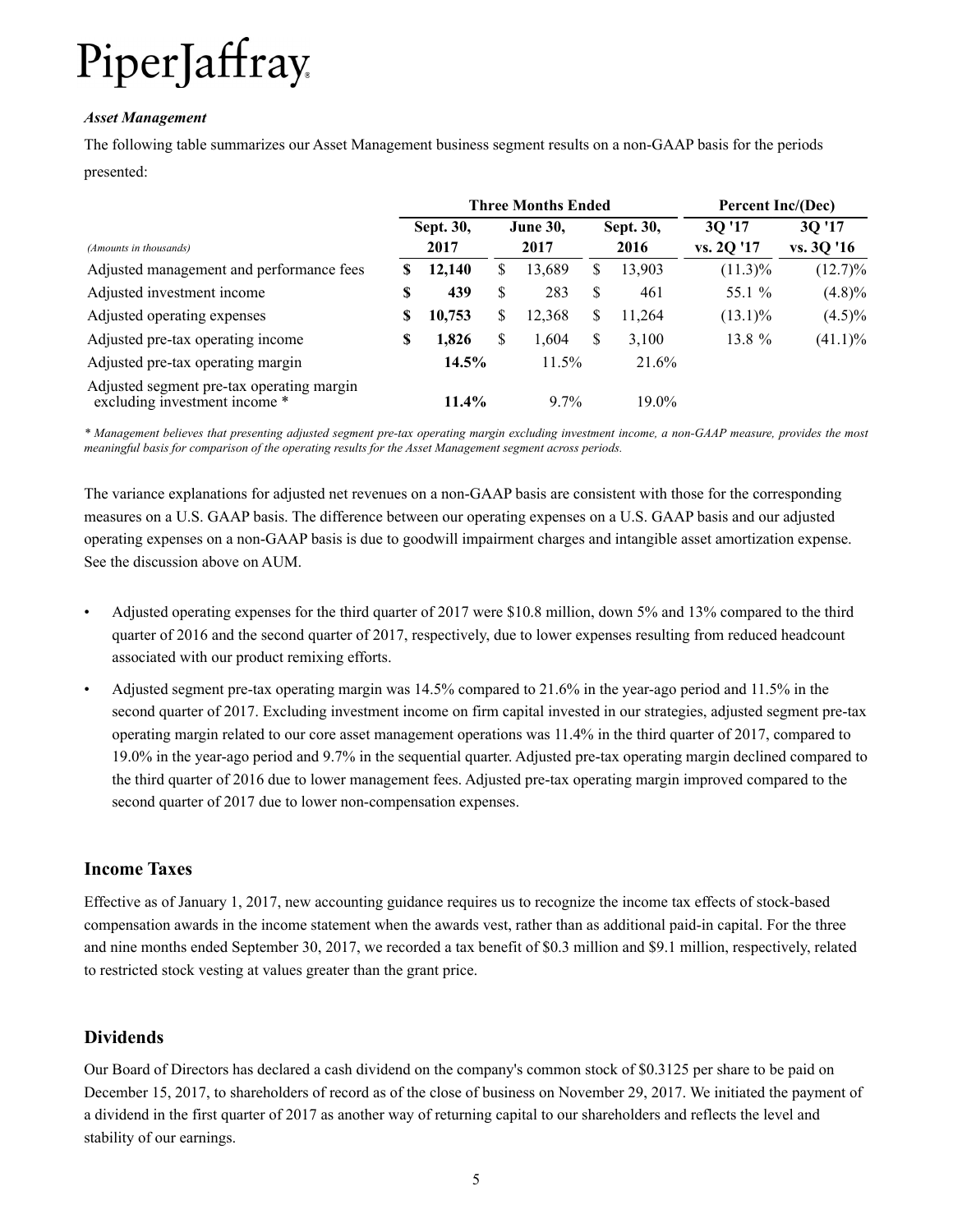### *Asset Management*

The following table summarizes our Asset Management business segment results on a non-GAAP basis for the periods presented:

| | Three Months Ended | | | Percent Inc/(Dec) | |
|---|---|---|---|---|---|
| *(Amounts in thousands)* | **Sept. 30, 2017** | **June 30, 2017** | **Sept. 30, 2016** | **3Q '17 vs. 2Q '17** | **3Q '17 vs. 3Q '16** |
| Adjusted management and performance fees | **$ 12,140** | $ 13,689 | $ 13,903 | (11.3)% | (12.7)% |
| Adjusted investment income | **$ 439** | $ 283 | $ 461 | 55.1 % | (4.8)% |
| Adjusted operating expenses | **$ 10,753** | $ 12,368 | $ 11,264 | (13.1)% | (4.5)% |
| Adjusted pre-tax operating income | **$ 1,826** | $ 1,604 | $ 3,100 | 13.8 % | (41.1)% |
| Adjusted pre-tax operating margin | **14.5%** | 11.5% | 21.6% | | |
| Adjusted segment pre-tax operating margin excluding investment income * | **11.4%** | 9.7% | 19.0% | | |

*\* Management believes that presenting adjusted segment pre-tax operating margin excluding investment income, a non-GAAP measure, provides the most meaningful basis for comparison of the operating results for the Asset Management segment across periods.*

The variance explanations for adjusted net revenues on a non-GAAP basis are consistent with those for the corresponding measures on a U.S. GAAP basis. The difference between our operating expenses on a U.S. GAAP basis and our adjusted operating expenses on a non-GAAP basis is due to goodwill impairment charges and intangible asset amortization expense. See the discussion above on AUM.

- Adjusted operating expenses for the third quarter of 2017 were $10.8 million, down 5% and 13% compared to the third quarter of 2016 and the second quarter of 2017, respectively, due to lower expenses resulting from reduced headcount associated with our product remixing efforts.
- Adjusted segment pre-tax operating margin was 14.5% compared to 21.6% in the year-ago period and 11.5% in the second quarter of 2017. Excluding investment income on firm capital invested in our strategies, adjusted segment pre-tax operating margin related to our core asset management operations was 11.4% in the third quarter of 2017, compared to 19.0% in the year-ago period and 9.7% in the sequential quarter. Adjusted pre-tax operating margin declined compared to the third quarter of 2016 due to lower management fees. Adjusted pre-tax operating margin improved compared to the second quarter of 2017 due to lower non-compensation expenses.

## Income Taxes

Effective as of January 1, 2017, new accounting guidance requires us to recognize the income tax effects of stock-based compensation awards in the income statement when the awards vest, rather than as additional paid-in capital. For the three and nine months ended September 30, 2017, we recorded a tax benefit of $0.3 million and $9.1 million, respectively, related to restricted stock vesting at values greater than the grant price.

## Dividends

Our Board of Directors has declared a cash dividend on the company's common stock of $0.3125 per share to be paid on December 15, 2017, to shareholders of record as of the close of business on November 29, 2017. We initiated the payment of a dividend in the first quarter of 2017 as another way of returning capital to our shareholders and reflects the level and stability of our earnings.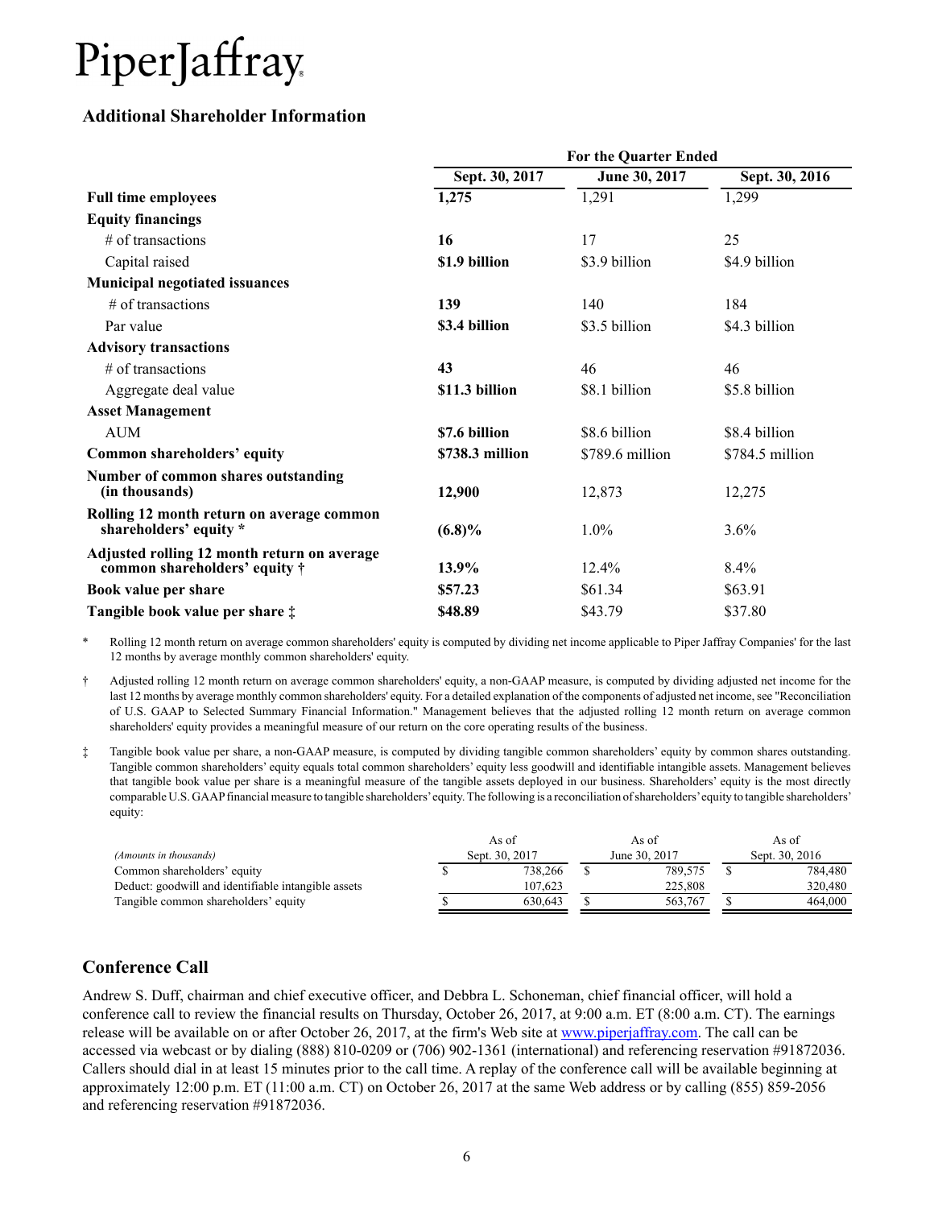# PiperJaffray

## Additional Shareholder Information

| | For the Quarter Ended | | |
|---|---|---|---|
| | **Sept. 30, 2017** | **June 30, 2017** | **Sept. 30, 2016** |
| **Full time employees** | **1,275** | 1,291 | 1,299 |
| **Equity financings** | | | |
| # of transactions | **16** | 17 | 25 |
| Capital raised | **$1.9 billion** | $3.9 billion | $4.9 billion |
| **Municipal negotiated issuances** | | | |
| # of transactions | **139** | 140 | 184 |
| Par value | **$3.4 billion** | $3.5 billion | $4.3 billion |
| **Advisory transactions** | | | |
| # of transactions | **43** | 46 | 46 |
| Aggregate deal value | **$11.3 billion** | $8.1 billion | $5.8 billion |
| **Asset Management** | | | |
| AUM | **$7.6 billion** | $8.6 billion | $8.4 billion |
| **Common shareholders' equity** | **$738.3 million** | $789.6 million | $784.5 million |
| **Number of common shares outstanding (in thousands)** | **12,900** | 12,873 | 12,275 |
| **Rolling 12 month return on average common shareholders' equity *** | **(6.8)%** | 1.0% | 3.6% |
| **Adjusted rolling 12 month return on average common shareholders' equity †** | **13.9%** | 12.4% | 8.4% |
| **Book value per share** | **$57.23** | $61.34 | $63.91 |
| **Tangible book value per share ‡** | **$48.89** | $43.79 | $37.80 |

\* Rolling 12 month return on average common shareholders' equity is computed by dividing net income applicable to Piper Jaffray Companies' for the last 12 months by average monthly common shareholders' equity.

† Adjusted rolling 12 month return on average common shareholders' equity, a non-GAAP measure, is computed by dividing adjusted net income for the last 12 months by average monthly common shareholders' equity. For a detailed explanation of the components of adjusted net income, see "Reconciliation of U.S. GAAP to Selected Summary Financial Information." Management believes that the adjusted rolling 12 month return on average common shareholders' equity provides a meaningful measure of our return on the core operating results of the business.

‡ Tangible book value per share, a non-GAAP measure, is computed by dividing tangible common shareholders' equity by common shares outstanding. Tangible common shareholders' equity equals total common shareholders' equity less goodwill and identifiable intangible assets. Management believes that tangible book value per share is a meaningful measure of the tangible assets deployed in our business. Shareholders' equity is the most directly comparable U.S. GAAP financial measure to tangible shareholders' equity. The following is a reconciliation of shareholders' equity to tangible shareholders' equity:

| *(Amounts in thousands)* | As of Sept. 30, 2017 | As of June 30, 2017 | As of Sept. 30, 2016 |
|---|---|---|---|
| Common shareholders' equity | $ 738,266 | $ 789,575 | $ 784,480 |
| Deduct: goodwill and identifiable intangible assets | 107,623 | 225,808 | 320,480 |
| Tangible common shareholders' equity | $ 630,643 | $ 563,767 | $ 464,000 |

## Conference Call

Andrew S. Duff, chairman and chief executive officer, and Debbra L. Schoneman, chief financial officer, will hold a conference call to review the financial results on Thursday, October 26, 2017, at 9:00 a.m. ET (8:00 a.m. CT). The earnings release will be available on or after October 26, 2017, at the firm's Web site at www.piperjaffray.com. The call can be accessed via webcast or by dialing (888) 810-0209 or (706) 902-1361 (international) and referencing reservation #91872036. Callers should dial in at least 15 minutes prior to the call time. A replay of the conference call will be available beginning at approximately 12:00 p.m. ET (11:00 a.m. CT) on October 26, 2017 at the same Web address or by calling (855) 859-2056 and referencing reservation #91872036.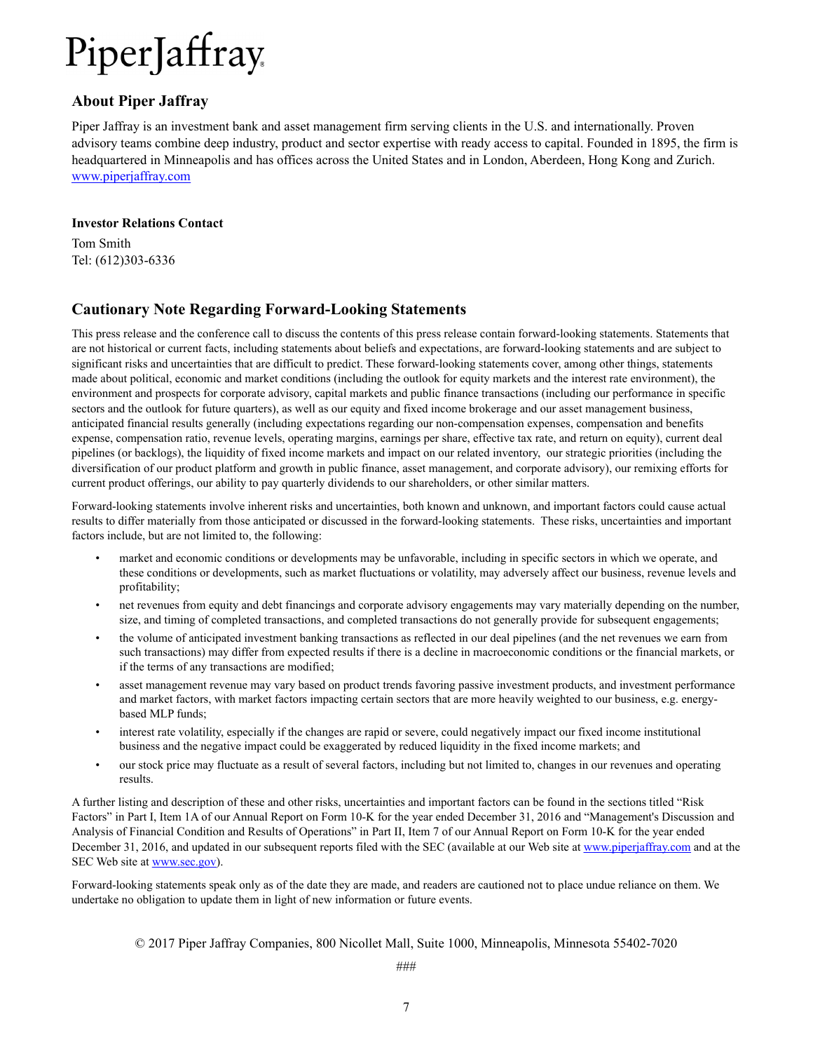PiperJaffray

## About Piper Jaffray

Piper Jaffray is an investment bank and asset management firm serving clients in the U.S. and internationally. Proven advisory teams combine deep industry, product and sector expertise with ready access to capital. Founded in 1895, the firm is headquartered in Minneapolis and has offices across the United States and in London, Aberdeen, Hong Kong and Zurich. www.piperjaffray.com

**Investor Relations Contact**

Tom Smith
Tel: (612)303-6336

## Cautionary Note Regarding Forward-Looking Statements

This press release and the conference call to discuss the contents of this press release contain forward-looking statements. Statements that are not historical or current facts, including statements about beliefs and expectations, are forward-looking statements and are subject to significant risks and uncertainties that are difficult to predict. These forward-looking statements cover, among other things, statements made about political, economic and market conditions (including the outlook for equity markets and the interest rate environment), the environment and prospects for corporate advisory, capital markets and public finance transactions (including our performance in specific sectors and the outlook for future quarters), as well as our equity and fixed income brokerage and our asset management business, anticipated financial results generally (including expectations regarding our non-compensation expenses, compensation and benefits expense, compensation ratio, revenue levels, operating margins, earnings per share, effective tax rate, and return on equity), current deal pipelines (or backlogs), the liquidity of fixed income markets and impact on our related inventory, our strategic priorities (including the diversification of our product platform and growth in public finance, asset management, and corporate advisory), our remixing efforts for current product offerings, our ability to pay quarterly dividends to our shareholders, or other similar matters.

Forward-looking statements involve inherent risks and uncertainties, both known and unknown, and important factors could cause actual results to differ materially from those anticipated or discussed in the forward-looking statements. These risks, uncertainties and important factors include, but are not limited to, the following:

- market and economic conditions or developments may be unfavorable, including in specific sectors in which we operate, and these conditions or developments, such as market fluctuations or volatility, may adversely affect our business, revenue levels and profitability;
- net revenues from equity and debt financings and corporate advisory engagements may vary materially depending on the number, size, and timing of completed transactions, and completed transactions do not generally provide for subsequent engagements;
- the volume of anticipated investment banking transactions as reflected in our deal pipelines (and the net revenues we earn from such transactions) may differ from expected results if there is a decline in macroeconomic conditions or the financial markets, or if the terms of any transactions are modified;
- asset management revenue may vary based on product trends favoring passive investment products, and investment performance and market factors, with market factors impacting certain sectors that are more heavily weighted to our business, e.g. energy-based MLP funds;
- interest rate volatility, especially if the changes are rapid or severe, could negatively impact our fixed income institutional business and the negative impact could be exaggerated by reduced liquidity in the fixed income markets; and
- our stock price may fluctuate as a result of several factors, including but not limited to, changes in our revenues and operating results.

A further listing and description of these and other risks, uncertainties and important factors can be found in the sections titled "Risk Factors" in Part I, Item 1A of our Annual Report on Form 10-K for the year ended December 31, 2016 and "Management's Discussion and Analysis of Financial Condition and Results of Operations" in Part II, Item 7 of our Annual Report on Form 10-K for the year ended December 31, 2016, and updated in our subsequent reports filed with the SEC (available at our Web site at www.piperjaffray.com and at the SEC Web site at www.sec.gov).

Forward-looking statements speak only as of the date they are made, and readers are cautioned not to place undue reliance on them. We undertake no obligation to update them in light of new information or future events.

© 2017 Piper Jaffray Companies, 800 Nicollet Mall, Suite 1000, Minneapolis, Minnesota 55402-7020

###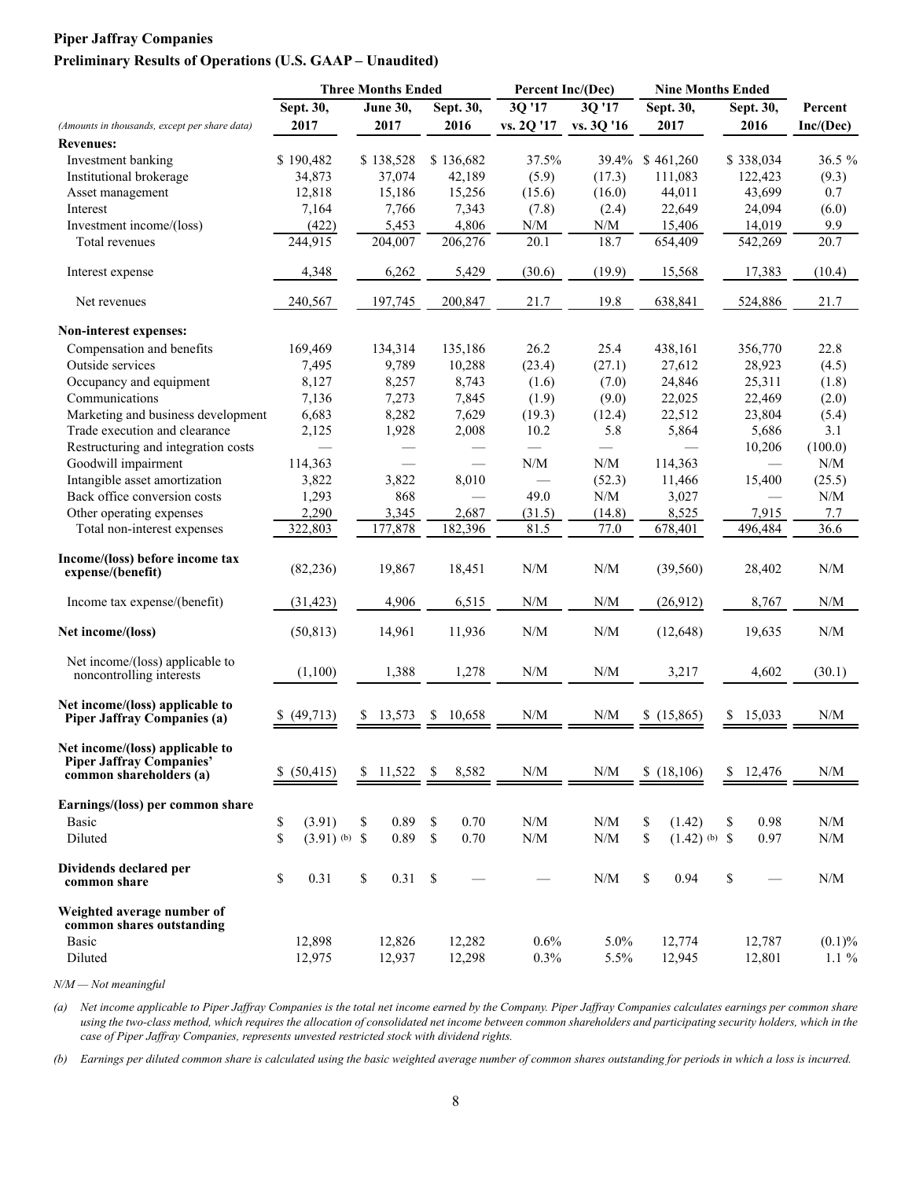**Piper Jaffray Companies**

**Preliminary Results of Operations (U.S. GAAP – Unaudited)**

| *(Amounts in thousands, except per share data)* | Three Months Ended | | | Percent Inc/(Dec) | | Nine Months Ended | | |
|---|---|---|---|---|---|---|---|---|
| | Sept. 30, 2017 | June 30, 2017 | Sept. 30, 2016 | 3Q '17 vs. 2Q '17 | 3Q '17 vs. 3Q '16 | Sept. 30, 2017 | Sept. 30, 2016 | Percent Inc/(Dec) |
| **Revenues:** | | | | | | | | |
| Investment banking | $ 190,482 | $ 138,528 | $ 136,682 | 37.5% | 39.4% | $ 461,260 | $ 338,034 | 36.5 % |
| Institutional brokerage | 34,873 | 37,074 | 42,189 | (5.9) | (17.3) | 111,083 | 122,423 | (9.3) |
| Asset management | 12,818 | 15,186 | 15,256 | (15.6) | (16.0) | 44,011 | 43,699 | 0.7 |
| Interest | 7,164 | 7,766 | 7,343 | (7.8) | (2.4) | 22,649 | 24,094 | (6.0) |
| Investment income/(loss) | (422) | 5,453 | 4,806 | N/M | N/M | 15,406 | 14,019 | 9.9 |
| Total revenues | 244,915 | 204,007 | 206,276 | 20.1 | 18.7 | 654,409 | 542,269 | 20.7 |
| Interest expense | 4,348 | 6,262 | 5,429 | (30.6) | (19.9) | 15,568 | 17,383 | (10.4) |
| Net revenues | 240,567 | 197,745 | 200,847 | 21.7 | 19.8 | 638,841 | 524,886 | 21.7 |
| **Non-interest expenses:** | | | | | | | | |
| Compensation and benefits | 169,469 | 134,314 | 135,186 | 26.2 | 25.4 | 438,161 | 356,770 | 22.8 |
| Outside services | 7,495 | 9,789 | 10,288 | (23.4) | (27.1) | 27,612 | 28,923 | (4.5) |
| Occupancy and equipment | 8,127 | 8,257 | 8,743 | (1.6) | (7.0) | 24,846 | 25,311 | (1.8) |
| Communications | 7,136 | 7,273 | 7,845 | (1.9) | (9.0) | 22,025 | 22,469 | (2.0) |
| Marketing and business development | 6,683 | 8,282 | 7,629 | (19.3) | (12.4) | 22,512 | 23,804 | (5.4) |
| Trade execution and clearance | 2,125 | 1,928 | 2,008 | 10.2 | 5.8 | 5,864 | 5,686 | 3.1 |
| Restructuring and integration costs | — | — | — | — | — | — | 10,206 | (100.0) |
| Goodwill impairment | 114,363 | — | — | N/M | N/M | 114,363 | — | N/M |
| Intangible asset amortization | 3,822 | 3,822 | 8,010 | — | (52.3) | 11,466 | 15,400 | (25.5) |
| Back office conversion costs | 1,293 | 868 | — | 49.0 | N/M | 3,027 | — | N/M |
| Other operating expenses | 2,290 | 3,345 | 2,687 | (31.5) | (14.8) | 8,525 | 7,915 | 7.7 |
| Total non-interest expenses | 322,803 | 177,878 | 182,396 | 81.5 | 77.0 | 678,401 | 496,484 | 36.6 |
| **Income/(loss) before income tax expense/(benefit)** | (82,236) | 19,867 | 18,451 | N/M | N/M | (39,560) | 28,402 | N/M |
| Income tax expense/(benefit) | (31,423) | 4,906 | 6,515 | N/M | N/M | (26,912) | 8,767 | N/M |
| **Net income/(loss)** | (50,813) | 14,961 | 11,936 | N/M | N/M | (12,648) | 19,635 | N/M |
| Net income/(loss) applicable to noncontrolling interests | (1,100) | 1,388 | 1,278 | N/M | N/M | 3,217 | 4,602 | (30.1) |
| **Net income/(loss) applicable to Piper Jaffray Companies (a)** | $ (49,713) | $ 13,573 | $ 10,658 | N/M | N/M | $ (15,865) | $ 15,033 | N/M |
| **Net income/(loss) applicable to Piper Jaffray Companies' common shareholders (a)** | $ (50,415) | $ 11,522 | $ 8,582 | N/M | N/M | $ (18,106) | $ 12,476 | N/M |
| **Earnings/(loss) per common share** | | | | | | | | |
| Basic | $ (3.91) | $ 0.89 | $ 0.70 | N/M | N/M | $ (1.42) | $ 0.98 | N/M |
| Diluted | $ (3.91) (b) | $ 0.89 | $ 0.70 | N/M | N/M | $ (1.42) (b) | $ 0.97 | N/M |
| **Dividends declared per common share** | $ 0.31 | $ 0.31 | $ — | — | N/M | $ 0.94 | $ — | N/M |
| **Weighted average number of common shares outstanding** | | | | | | | | |
| Basic | 12,898 | 12,826 | 12,282 | 0.6% | 5.0% | 12,774 | 12,787 | (0.1)% |
| Diluted | 12,975 | 12,937 | 12,298 | 0.3% | 5.5% | 12,945 | 12,801 | 1.1 % |

*N/M — Not meaningful*

(a) *Net income applicable to Piper Jaffray Companies is the total net income earned by the Company. Piper Jaffray Companies calculates earnings per common share using the two-class method, which requires the allocation of consolidated net income between common shareholders and participating security holders, which in the case of Piper Jaffray Companies, represents unvested restricted stock with dividend rights.*

(b) *Earnings per diluted common share is calculated using the basic weighted average number of common shares outstanding for periods in which a loss is incurred.*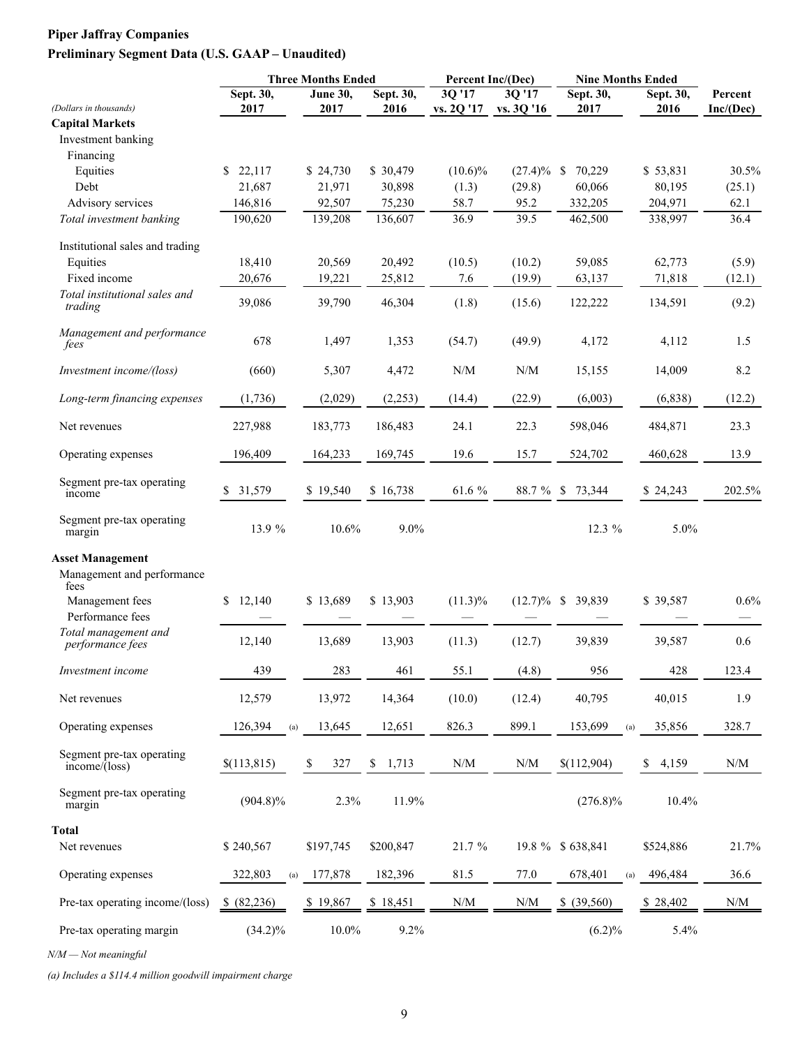**Piper Jaffray Companies**

**Preliminary Segment Data (U.S. GAAP – Unaudited)**

| (Dollars in thousands) | Three Months Ended | | | Percent Inc/(Dec) | | Nine Months Ended | | |
|---|---|---|---|---|---|---|---|---|
| | Sept. 30, 2017 | June 30, 2017 | Sept. 30, 2016 | 3Q '17 vs. 2Q '17 | 3Q '17 vs. 3Q '16 | Sept. 30, 2017 | Sept. 30, 2016 | Percent Inc/(Dec) |
| **Capital Markets** | | | | | | | | |
| Investment banking | | | | | | | | |
| Financing | | | | | | | | |
| Equities | $ 22,117 | $ 24,730 | $ 30,479 | (10.6)% | (27.4)% | $ 70,229 | $ 53,831 | 30.5% |
| Debt | 21,687 | 21,971 | 30,898 | (1.3) | (29.8) | 60,066 | 80,195 | (25.1) |
| Advisory services | 146,816 | 92,507 | 75,230 | 58.7 | 95.2 | 332,205 | 204,971 | 62.1 |
| *Total investment banking* | 190,620 | 139,208 | 136,607 | 36.9 | 39.5 | 462,500 | 338,997 | 36.4 |
| Institutional sales and trading | | | | | | | | |
| Equities | 18,410 | 20,569 | 20,492 | (10.5) | (10.2) | 59,085 | 62,773 | (5.9) |
| Fixed income | 20,676 | 19,221 | 25,812 | 7.6 | (19.9) | 63,137 | 71,818 | (12.1) |
| *Total institutional sales and trading* | 39,086 | 39,790 | 46,304 | (1.8) | (15.6) | 122,222 | 134,591 | (9.2) |
| *Management and performance fees* | 678 | 1,497 | 1,353 | (54.7) | (49.9) | 4,172 | 4,112 | 1.5 |
| *Investment income/(loss)* | (660) | 5,307 | 4,472 | N/M | N/M | 15,155 | 14,009 | 8.2 |
| *Long-term financing expenses* | (1,736) | (2,029) | (2,253) | (14.4) | (22.9) | (6,003) | (6,838) | (12.2) |
| Net revenues | 227,988 | 183,773 | 186,483 | 24.1 | 22.3 | 598,046 | 484,871 | 23.3 |
| Operating expenses | 196,409 | 164,233 | 169,745 | 19.6 | 15.7 | 524,702 | 460,628 | 13.9 |
| Segment pre-tax operating income | $ 31,579 | $ 19,540 | $ 16,738 | 61.6 % | 88.7 % | $ 73,344 | $ 24,243 | 202.5% |
| Segment pre-tax operating margin | 13.9 % | 10.6% | 9.0% | | | 12.3 % | 5.0% | |
| **Asset Management** | | | | | | | | |
| Management and performance fees | | | | | | | | |
| Management fees | $ 12,140 | $ 13,689 | $ 13,903 | (11.3)% | (12.7)% | $ 39,839 | $ 39,587 | 0.6% |
| Performance fees | — | — | — | — | — | — | — | — |
| *Total management and performance fees* | 12,140 | 13,689 | 13,903 | (11.3) | (12.7) | 39,839 | 39,587 | 0.6 |
| *Investment income* | 439 | 283 | 461 | 55.1 | (4.8) | 956 | 428 | 123.4 |
| Net revenues | 12,579 | 13,972 | 14,364 | (10.0) | (12.4) | 40,795 | 40,015 | 1.9 |
| Operating expenses | 126,394 (a) | 13,645 | 12,651 | 826.3 | 899.1 | 153,699 (a) | 35,856 | 328.7 |
| Segment pre-tax operating income/(loss) | $(113,815) | $ 327 | $ 1,713 | N/M | N/M | $(112,904) | $ 4,159 | N/M |
| Segment pre-tax operating margin | (904.8)% | 2.3% | 11.9% | | | (276.8)% | 10.4% | |
| **Total** | | | | | | | | |
| Net revenues | $ 240,567 | $197,745 | $200,847 | 21.7 % | 19.8 % | $ 638,841 | $524,886 | 21.7% |
| Operating expenses | 322,803 (a) | 177,878 | 182,396 | 81.5 | 77.0 | 678,401 (a) | 496,484 | 36.6 |
| Pre-tax operating income/(loss) | $ (82,236) | $ 19,867 | $ 18,451 | N/M | N/M | $ (39,560) | $ 28,402 | N/M |
| Pre-tax operating margin | (34.2)% | 10.0% | 9.2% | | | (6.2)% | 5.4% | |

*N/M — Not meaningful*

*(a) Includes a $114.4 million goodwill impairment charge*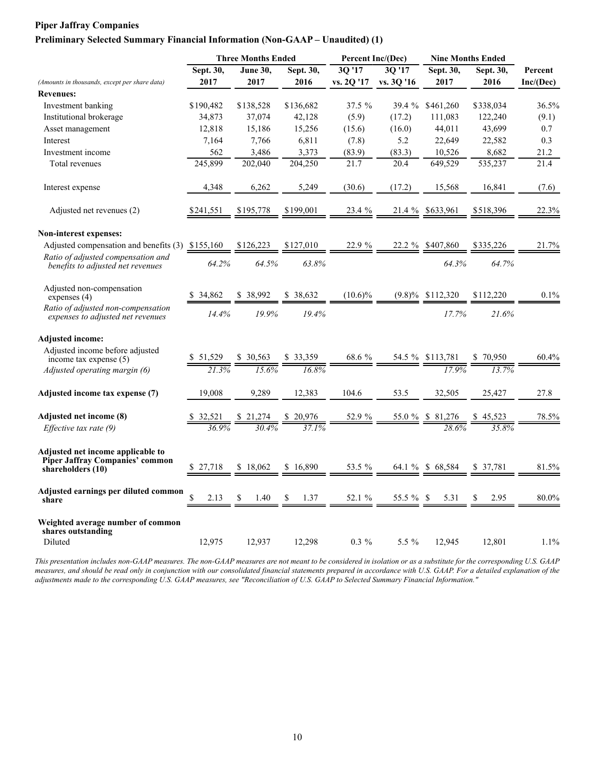**Piper Jaffray Companies**

**Preliminary Selected Summary Financial Information (Non-GAAP – Unaudited) (1)**

| (Amounts in thousands, except per share data) | Three Months Ended | | | Percent Inc/(Dec) | | Nine Months Ended | | |
|---|---|---|---|---|---|---|---|---|
| | Sept. 30, 2017 | June 30, 2017 | Sept. 30, 2016 | 3Q '17 vs. 2Q '17 | 3Q '17 vs. 3Q '16 | Sept. 30, 2017 | Sept. 30, 2016 | Percent Inc/(Dec) |
| **Revenues:** | | | | | | | | |
| Investment banking | $190,482 | $138,528 | $136,682 | 37.5 % | 39.4 % | $461,260 | $338,034 | 36.5% |
| Institutional brokerage | 34,873 | 37,074 | 42,128 | (5.9) | (17.2) | 111,083 | 122,240 | (9.1) |
| Asset management | 12,818 | 15,186 | 15,256 | (15.6) | (16.0) | 44,011 | 43,699 | 0.7 |
| Interest | 7,164 | 7,766 | 6,811 | (7.8) | 5.2 | 22,649 | 22,582 | 0.3 |
| Investment income | 562 | 3,486 | 3,373 | (83.9) | (83.3) | 10,526 | 8,682 | 21.2 |
| Total revenues | 245,899 | 202,040 | 204,250 | 21.7 | 20.4 | 649,529 | 535,237 | 21.4 |
| Interest expense | 4,348 | 6,262 | 5,249 | (30.6) | (17.2) | 15,568 | 16,841 | (7.6) |
| Adjusted net revenues (2) | $241,551 | $195,778 | $199,001 | 23.4 % | 21.4 % | $633,961 | $518,396 | 22.3% |
| **Non-interest expenses:** | | | | | | | | |
| Adjusted compensation and benefits (3) | $155,160 | $126,223 | $127,010 | 22.9 % | 22.2 % | $407,860 | $335,226 | 21.7% |
| *Ratio of adjusted compensation and benefits to adjusted net revenues* | *64.2%* | *64.5%* | *63.8%* | | | *64.3%* | *64.7%* | |
| Adjusted non-compensation expenses (4) | $ 34,862 | $ 38,992 | $ 38,632 | (10.6)% | (9.8)% | $112,320 | $112,220 | 0.1% |
| *Ratio of adjusted non-compensation expenses to adjusted net revenues* | *14.4%* | *19.9%* | *19.4%* | | | *17.7%* | *21.6%* | |
| **Adjusted income:** | | | | | | | | |
| Adjusted income before adjusted income tax expense (5) | $ 51,529 | $ 30,563 | $ 33,359 | 68.6 % | 54.5 % | $113,781 | $ 70,950 | 60.4% |
| *Adjusted operating margin (6)* | *21.3%* | *15.6%* | *16.8%* | | | *17.9%* | *13.7%* | |
| **Adjusted income tax expense (7)** | 19,008 | 9,289 | 12,383 | 104.6 | 53.5 | 32,505 | 25,427 | 27.8 |
| **Adjusted net income (8)** | $ 32,521 | $ 21,274 | $ 20,976 | 52.9 % | 55.0 % | $ 81,276 | $ 45,523 | 78.5% |
| *Effective tax rate (9)* | *36.9%* | *30.4%* | *37.1%* | | | *28.6%* | *35.8%* | |
| **Adjusted net income applicable to Piper Jaffray Companies' common shareholders (10)** | $ 27,718 | $ 18,062 | $ 16,890 | 53.5 % | 64.1 % | $ 68,584 | $ 37,781 | 81.5% |
| **Adjusted earnings per diluted common share** | $ 2.13 | $ 1.40 | $ 1.37 | 52.1 % | 55.5 % | $ 5.31 | $ 2.95 | 80.0% |
| **Weighted average number of common shares outstanding** | | | | | | | | |
| Diluted | 12,975 | 12,937 | 12,298 | 0.3 % | 5.5 % | 12,945 | 12,801 | 1.1% |

*This presentation includes non-GAAP measures. The non-GAAP measures are not meant to be considered in isolation or as a substitute for the corresponding U.S. GAAP measures, and should be read only in conjunction with our consolidated financial statements prepared in accordance with U.S. GAAP. For a detailed explanation of the adjustments made to the corresponding U.S. GAAP measures, see "Reconciliation of U.S. GAAP to Selected Summary Financial Information."*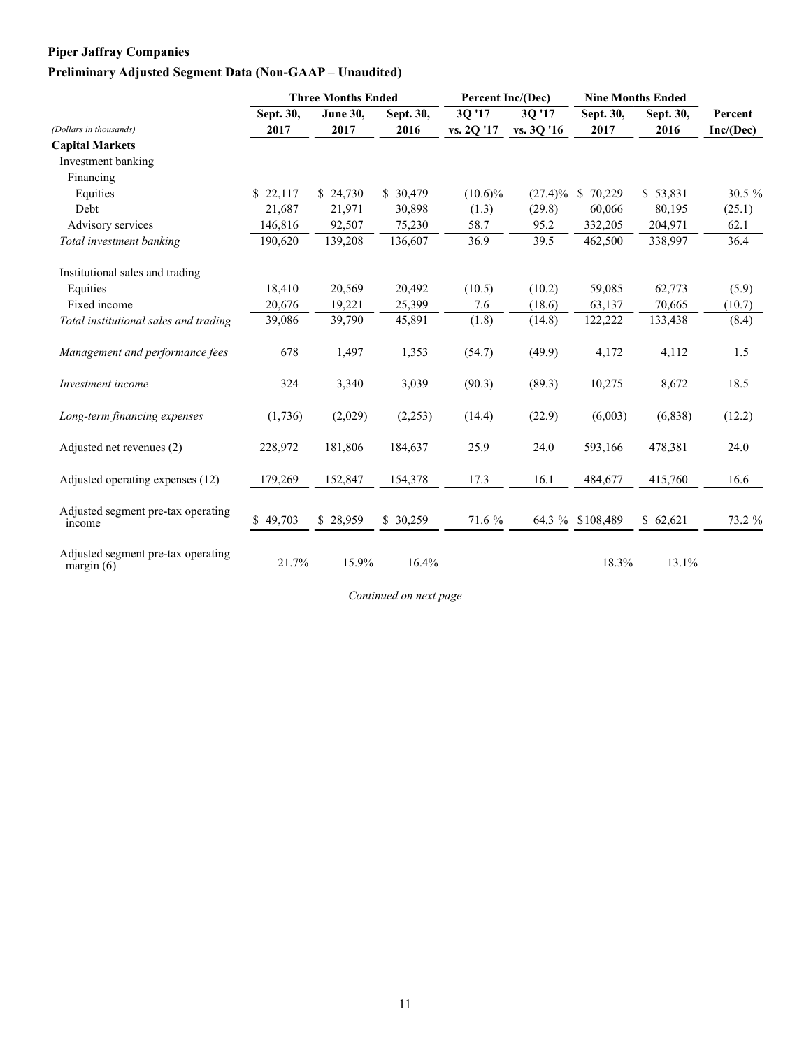**Piper Jaffray Companies**

**Preliminary Adjusted Segment Data (Non-GAAP – Unaudited)**

| | Three Months Ended | | | Percent Inc/(Dec) | | Nine Months Ended | | |
|---|---|---|---|---|---|---|---|---|
| *(Dollars in thousands)* | Sept. 30, 2017 | June 30, 2017 | Sept. 30, 2016 | 3Q '17 vs. 2Q '17 | 3Q '17 vs. 3Q '16 | Sept. 30, 2017 | Sept. 30, 2016 | Percent Inc/(Dec) |
| **Capital Markets** | | | | | | | | |
| Investment banking | | | | | | | | |
| Financing | | | | | | | | |
| Equities | $ 22,117 | $ 24,730 | $ 30,479 | (10.6)% | (27.4)% | $ 70,229 | $ 53,831 | 30.5 % |
| Debt | 21,687 | 21,971 | 30,898 | (1.3) | (29.8) | 60,066 | 80,195 | (25.1) |
| Advisory services | 146,816 | 92,507 | 75,230 | 58.7 | 95.2 | 332,205 | 204,971 | 62.1 |
| *Total investment banking* | 190,620 | 139,208 | 136,607 | 36.9 | 39.5 | 462,500 | 338,997 | 36.4 |
| | | | | | | | | |
| Institutional sales and trading | | | | | | | | |
| Equities | 18,410 | 20,569 | 20,492 | (10.5) | (10.2) | 59,085 | 62,773 | (5.9) |
| Fixed income | 20,676 | 19,221 | 25,399 | 7.6 | (18.6) | 63,137 | 70,665 | (10.7) |
| *Total institutional sales and trading* | 39,086 | 39,790 | 45,891 | (1.8) | (14.8) | 122,222 | 133,438 | (8.4) |
| | | | | | | | | |
| *Management and performance fees* | 678 | 1,497 | 1,353 | (54.7) | (49.9) | 4,172 | 4,112 | 1.5 |
| | | | | | | | | |
| *Investment income* | 324 | 3,340 | 3,039 | (90.3) | (89.3) | 10,275 | 8,672 | 18.5 |
| | | | | | | | | |
| *Long-term financing expenses* | (1,736) | (2,029) | (2,253) | (14.4) | (22.9) | (6,003) | (6,838) | (12.2) |
| | | | | | | | | |
| Adjusted net revenues (2) | 228,972 | 181,806 | 184,637 | 25.9 | 24.0 | 593,166 | 478,381 | 24.0 |
| | | | | | | | | |
| Adjusted operating expenses (12) | 179,269 | 152,847 | 154,378 | 17.3 | 16.1 | 484,677 | 415,760 | 16.6 |
| | | | | | | | | |
| Adjusted segment pre-tax operating income | $ 49,703 | $ 28,959 | $ 30,259 | 71.6 % | 64.3 % | $108,489 | $ 62,621 | 73.2 % |
| | | | | | | | | |
| Adjusted segment pre-tax operating margin (6) | 21.7% | 15.9% | 16.4% | | | 18.3% | 13.1% | |

*Continued on next page*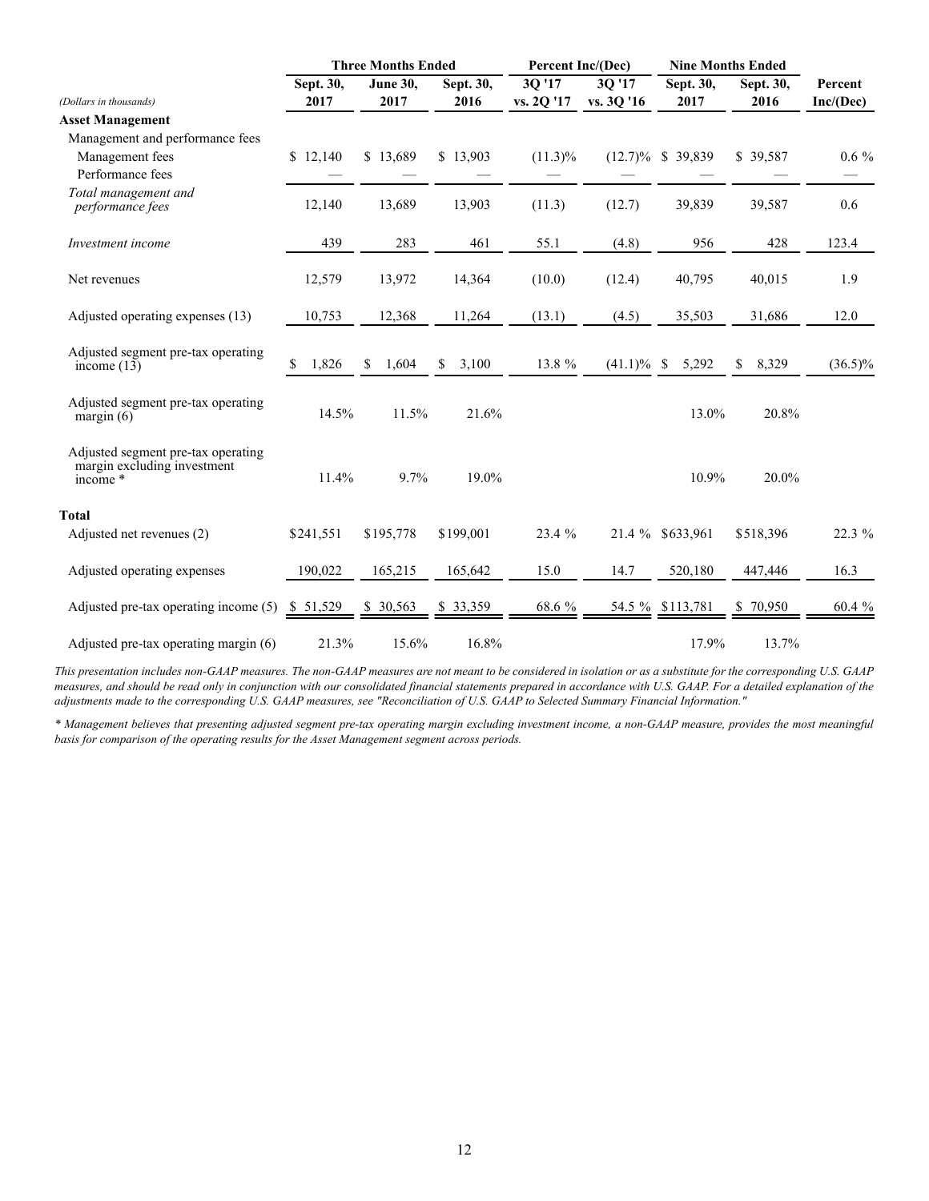| (Dollars in thousands) | Three Months Ended | | | Percent Inc/(Dec) | | Nine Months Ended | | |
|---|---|---|---|---|---|---|---|---|
| | Sept. 30, 2017 | June 30, 2017 | Sept. 30, 2016 | 3Q '17 vs. 2Q '17 | 3Q '17 vs. 3Q '16 | Sept. 30, 2017 | Sept. 30, 2016 | Percent Inc/(Dec) |
| **Asset Management** | | | | | | | | |
| Management and performance fees | | | | | | | | |
| Management fees | $ 12,140 | $ 13,689 | $ 13,903 | (11.3)% | (12.7)% | $ 39,839 | $ 39,587 | 0.6 % |
| Performance fees | — | — | — | — | — | — | — | — |
| *Total management and performance fees* | 12,140 | 13,689 | 13,903 | (11.3) | (12.7) | 39,839 | 39,587 | 0.6 |
| *Investment income* | 439 | 283 | 461 | 55.1 | (4.8) | 956 | 428 | 123.4 |
| Net revenues | 12,579 | 13,972 | 14,364 | (10.0) | (12.4) | 40,795 | 40,015 | 1.9 |
| Adjusted operating expenses (13) | 10,753 | 12,368 | 11,264 | (13.1) | (4.5) | 35,503 | 31,686 | 12.0 |
| Adjusted segment pre-tax operating income (13) | $ 1,826 | $ 1,604 | $ 3,100 | 13.8 % | (41.1)% | $ 5,292 | $ 8,329 | (36.5)% |
| Adjusted segment pre-tax operating margin (6) | 14.5% | 11.5% | 21.6% | | | 13.0% | 20.8% | |
| Adjusted segment pre-tax operating margin excluding investment income * | 11.4% | 9.7% | 19.0% | | | 10.9% | 20.0% | |
| **Total** | | | | | | | | |
| Adjusted net revenues (2) | $241,551 | $195,778 | $199,001 | 23.4 % | 21.4 % | $633,961 | $518,396 | 22.3 % |
| Adjusted operating expenses | 190,022 | 165,215 | 165,642 | 15.0 | 14.7 | 520,180 | 447,446 | 16.3 |
| Adjusted pre-tax operating income (5) | $ 51,529 | $ 30,563 | $ 33,359 | 68.6 % | 54.5 % | $113,781 | $ 70,950 | 60.4 % |
| Adjusted pre-tax operating margin (6) | 21.3% | 15.6% | 16.8% | | | 17.9% | 13.7% | |

*This presentation includes non-GAAP measures. The non-GAAP measures are not meant to be considered in isolation or as a substitute for the corresponding U.S. GAAP measures, and should be read only in conjunction with our consolidated financial statements prepared in accordance with U.S. GAAP. For a detailed explanation of the adjustments made to the corresponding U.S. GAAP measures, see "Reconciliation of U.S. GAAP to Selected Summary Financial Information."*

*\* Management believes that presenting adjusted segment pre-tax operating margin excluding investment income, a non-GAAP measure, provides the most meaningful basis for comparison of the operating results for the Asset Management segment across periods.*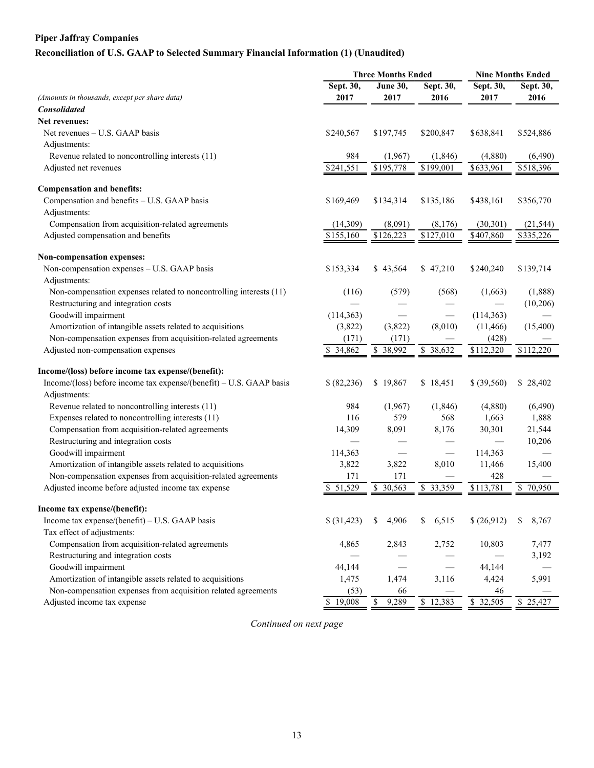**Piper Jaffray Companies**

**Reconciliation of U.S. GAAP to Selected Summary Financial Information (1) (Unaudited)**

| | Three Months Ended | | | Nine Months Ended | |
|---|---|---|---|---|---|
| *(Amounts in thousands, except per share data)* | Sept. 30, 2017 | June 30, 2017 | Sept. 30, 2016 | Sept. 30, 2017 | Sept. 30, 2016 |
| ***Consolidated*** | | | | | |
| **Net revenues:** | | | | | |
| Net revenues – U.S. GAAP basis | $240,567 | $197,745 | $200,847 | $638,841 | $524,886 |
| Adjustments: | | | | | |
| Revenue related to noncontrolling interests (11) | 984 | (1,967) | (1,846) | (4,880) | (6,490) |
| Adjusted net revenues | $241,551 | $195,778 | $199,001 | $633,961 | $518,396 |
| **Compensation and benefits:** | | | | | |
| Compensation and benefits – U.S. GAAP basis | $169,469 | $134,314 | $135,186 | $438,161 | $356,770 |
| Adjustments: | | | | | |
| Compensation from acquisition-related agreements | (14,309) | (8,091) | (8,176) | (30,301) | (21,544) |
| Adjusted compensation and benefits | $155,160 | $126,223 | $127,010 | $407,860 | $335,226 |
| **Non-compensation expenses:** | | | | | |
| Non-compensation expenses – U.S. GAAP basis | $153,334 | $ 43,564 | $ 47,210 | $240,240 | $139,714 |
| Adjustments: | | | | | |
| Non-compensation expenses related to noncontrolling interests (11) | (116) | (579) | (568) | (1,663) | (1,888) |
| Restructuring and integration costs | — | — | — | — | (10,206) |
| Goodwill impairment | (114,363) | — | — | (114,363) | — |
| Amortization of intangible assets related to acquisitions | (3,822) | (3,822) | (8,010) | (11,466) | (15,400) |
| Non-compensation expenses from acquisition-related agreements | (171) | (171) | — | (428) | — |
| Adjusted non-compensation expenses | $ 34,862 | $ 38,992 | $ 38,632 | $112,320 | $112,220 |
| **Income/(loss) before income tax expense/(benefit):** | | | | | |
| Income/(loss) before income tax expense/(benefit) – U.S. GAAP basis | $ (82,236) | $ 19,867 | $ 18,451 | $ (39,560) | $ 28,402 |
| Adjustments: | | | | | |
| Revenue related to noncontrolling interests (11) | 984 | (1,967) | (1,846) | (4,880) | (6,490) |
| Expenses related to noncontrolling interests (11) | 116 | 579 | 568 | 1,663 | 1,888 |
| Compensation from acquisition-related agreements | 14,309 | 8,091 | 8,176 | 30,301 | 21,544 |
| Restructuring and integration costs | — | — | — | — | 10,206 |
| Goodwill impairment | 114,363 | — | — | 114,363 | — |
| Amortization of intangible assets related to acquisitions | 3,822 | 3,822 | 8,010 | 11,466 | 15,400 |
| Non-compensation expenses from acquisition-related agreements | 171 | 171 | — | 428 | — |
| Adjusted income before adjusted income tax expense | $ 51,529 | $ 30,563 | $ 33,359 | $113,781 | $ 70,950 |
| **Income tax expense/(benefit):** | | | | | |
| Income tax expense/(benefit) – U.S. GAAP basis | $ (31,423) | $ 4,906 | $ 6,515 | $ (26,912) | $ 8,767 |
| Tax effect of adjustments: | | | | | |
| Compensation from acquisition-related agreements | 4,865 | 2,843 | 2,752 | 10,803 | 7,477 |
| Restructuring and integration costs | — | — | — | — | 3,192 |
| Goodwill impairment | 44,144 | — | — | 44,144 | — |
| Amortization of intangible assets related to acquisitions | 1,475 | 1,474 | 3,116 | 4,424 | 5,991 |
| Non-compensation expenses from acquisition related agreements | (53) | 66 | — | 46 | — |
| Adjusted income tax expense | $ 19,008 | $ 9,289 | $ 12,383 | $ 32,505 | $ 25,427 |

*Continued on next page*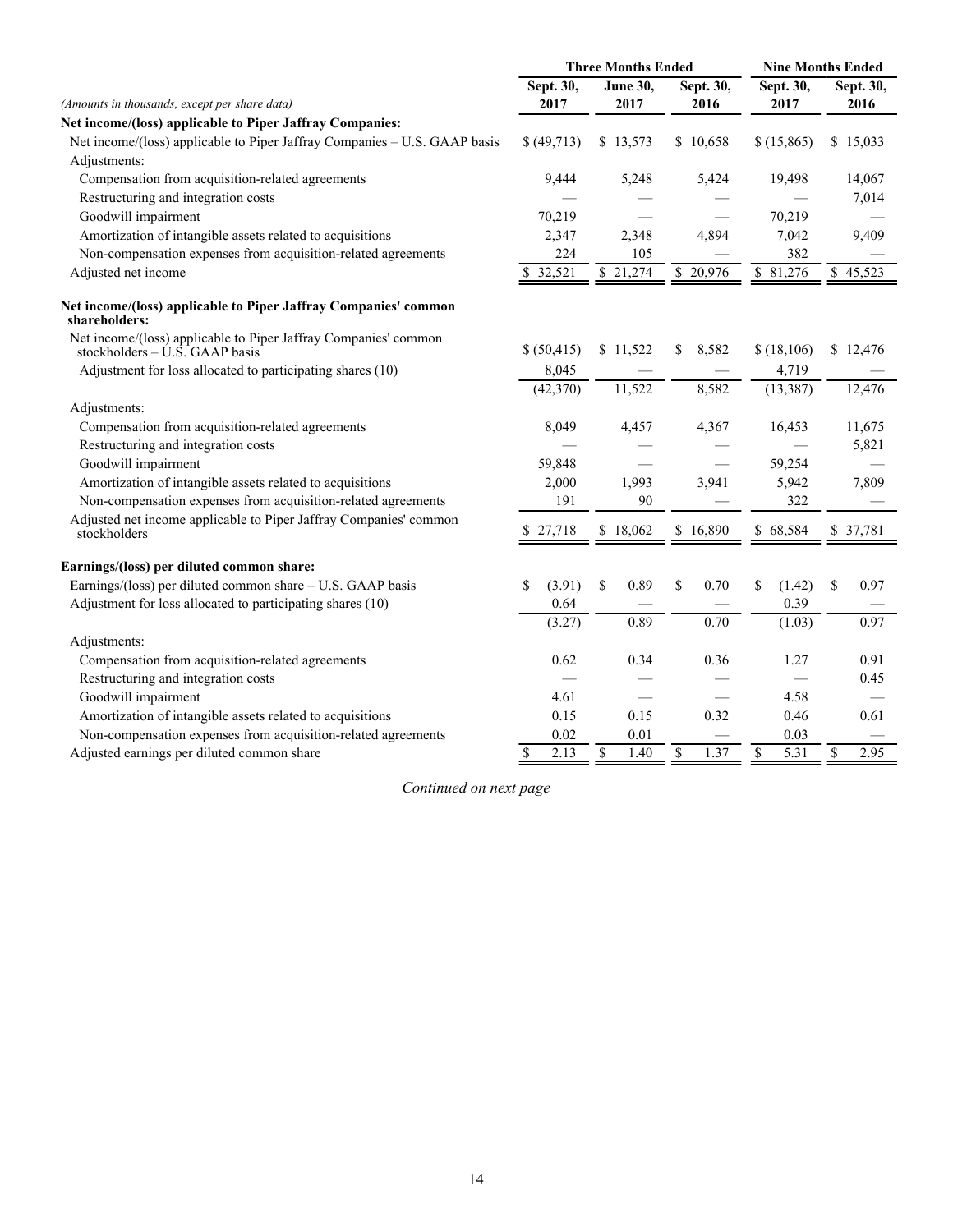| (Amounts in thousands, except per share data) | Three Months Ended | | | Nine Months Ended | |
|---|---|---|---|---|---|
| | Sept. 30, 2017 | June 30, 2017 | Sept. 30, 2016 | Sept. 30, 2017 | Sept. 30, 2016 |
| **Net income/(loss) applicable to Piper Jaffray Companies:** | | | | | |
| Net income/(loss) applicable to Piper Jaffray Companies – U.S. GAAP basis | $ (49,713) | $ 13,573 | $ 10,658 | $ (15,865) | $ 15,033 |
| Adjustments: | | | | | |
| Compensation from acquisition-related agreements | 9,444 | 5,248 | 5,424 | 19,498 | 14,067 |
| Restructuring and integration costs | — | — | — | — | 7,014 |
| Goodwill impairment | 70,219 | — | — | 70,219 | — |
| Amortization of intangible assets related to acquisitions | 2,347 | 2,348 | 4,894 | 7,042 | 9,409 |
| Non-compensation expenses from acquisition-related agreements | 224 | 105 | — | 382 | — |
| Adjusted net income | $ 32,521 | $ 21,274 | $ 20,976 | $ 81,276 | $ 45,523 |
| **Net income/(loss) applicable to Piper Jaffray Companies' common shareholders:** | | | | | |
| Net income/(loss) applicable to Piper Jaffray Companies' common stockholders – U.S. GAAP basis | $ (50,415) | $ 11,522 | $ 8,582 | $ (18,106) | $ 12,476 |
| Adjustment for loss allocated to participating shares (10) | 8,045 | — | — | 4,719 | — |
| | (42,370) | 11,522 | 8,582 | (13,387) | 12,476 |
| Adjustments: | | | | | |
| Compensation from acquisition-related agreements | 8,049 | 4,457 | 4,367 | 16,453 | 11,675 |
| Restructuring and integration costs | — | — | — | — | 5,821 |
| Goodwill impairment | 59,848 | — | — | 59,254 | — |
| Amortization of intangible assets related to acquisitions | 2,000 | 1,993 | 3,941 | 5,942 | 7,809 |
| Non-compensation expenses from acquisition-related agreements | 191 | 90 | — | 322 | — |
| Adjusted net income applicable to Piper Jaffray Companies' common stockholders | $ 27,718 | $ 18,062 | $ 16,890 | $ 68,584 | $ 37,781 |
| **Earnings/(loss) per diluted common share:** | | | | | |
| Earnings/(loss) per diluted common share – U.S. GAAP basis | $ (3.91) | $ 0.89 | $ 0.70 | $ (1.42) | $ 0.97 |
| Adjustment for loss allocated to participating shares (10) | 0.64 | — | — | 0.39 | — |
| | (3.27) | 0.89 | 0.70 | (1.03) | 0.97 |
| Adjustments: | | | | | |
| Compensation from acquisition-related agreements | 0.62 | 0.34 | 0.36 | 1.27 | 0.91 |
| Restructuring and integration costs | — | — | — | — | 0.45 |
| Goodwill impairment | 4.61 | — | — | 4.58 | — |
| Amortization of intangible assets related to acquisitions | 0.15 | 0.15 | 0.32 | 0.46 | 0.61 |
| Non-compensation expenses from acquisition-related agreements | 0.02 | 0.01 | — | 0.03 | — |
| Adjusted earnings per diluted common share | $ 2.13 | $ 1.40 | $ 1.37 | $ 5.31 | $ 2.95 |

*Continued on next page*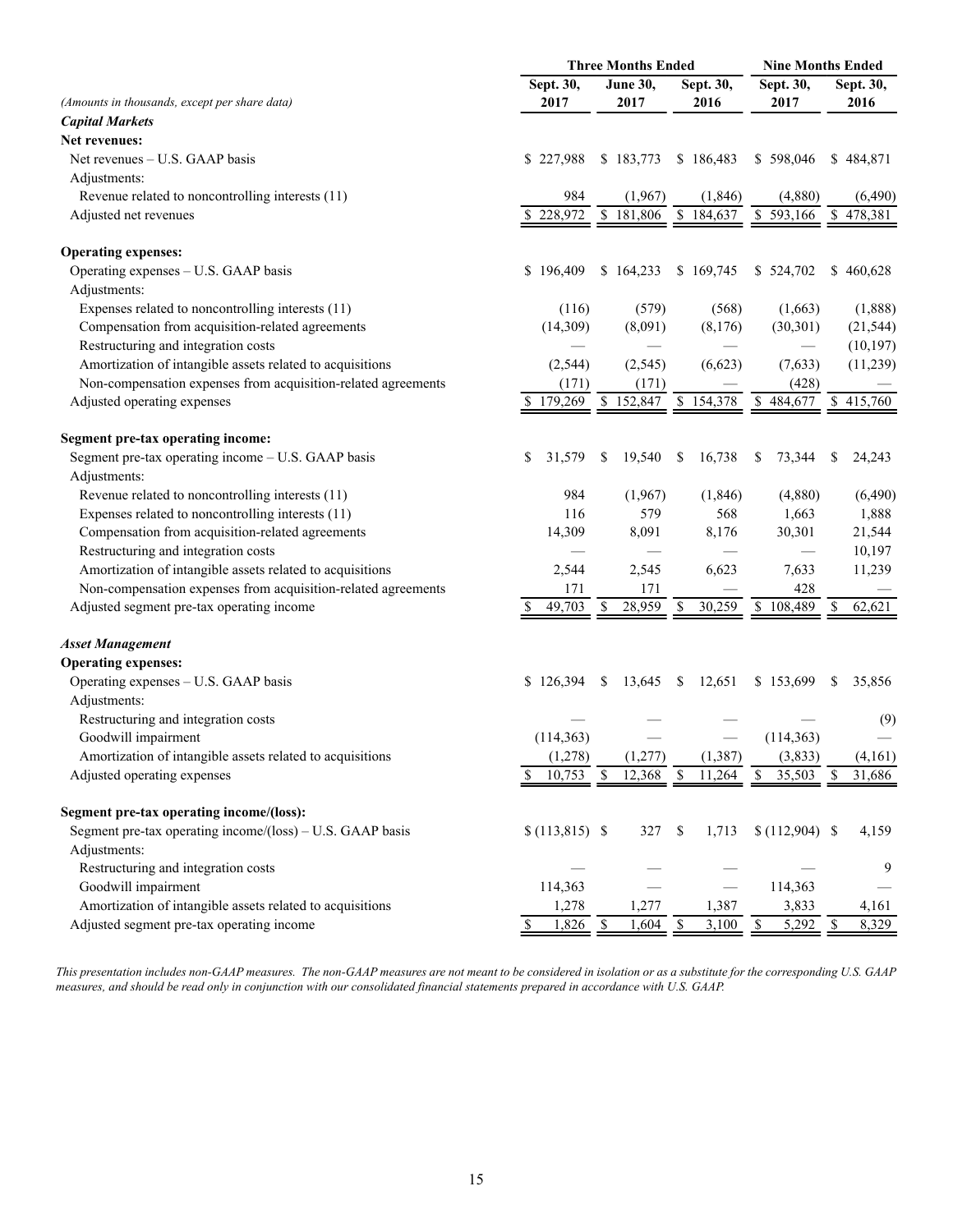| (Amounts in thousands, except per share data) | Three Months Ended | | | Nine Months Ended | |
|---|---|---|---|---|---|
| | Sept. 30, 2017 | June 30, 2017 | Sept. 30, 2016 | Sept. 30, 2017 | Sept. 30, 2016 |
| ***Capital Markets*** | | | | | |
| **Net revenues:** | | | | | |
| Net revenues – U.S. GAAP basis | $ 227,988 | $ 183,773 | $ 186,483 | $ 598,046 | $ 484,871 |
| Adjustments: | | | | | |
| Revenue related to noncontrolling interests (11) | 984 | (1,967) | (1,846) | (4,880) | (6,490) |
| Adjusted net revenues | $ 228,972 | $ 181,806 | $ 184,637 | $ 593,166 | $ 478,381 |
| **Operating expenses:** | | | | | |
| Operating expenses – U.S. GAAP basis | $ 196,409 | $ 164,233 | $ 169,745 | $ 524,702 | $ 460,628 |
| Adjustments: | | | | | |
| Expenses related to noncontrolling interests (11) | (116) | (579) | (568) | (1,663) | (1,888) |
| Compensation from acquisition-related agreements | (14,309) | (8,091) | (8,176) | (30,301) | (21,544) |
| Restructuring and integration costs | — | — | — | — | (10,197) |
| Amortization of intangible assets related to acquisitions | (2,544) | (2,545) | (6,623) | (7,633) | (11,239) |
| Non-compensation expenses from acquisition-related agreements | (171) | (171) | — | (428) | — |
| Adjusted operating expenses | $ 179,269 | $ 152,847 | $ 154,378 | $ 484,677 | $ 415,760 |
| **Segment pre-tax operating income:** | | | | | |
| Segment pre-tax operating income – U.S. GAAP basis | $ 31,579 | $ 19,540 | $ 16,738 | $ 73,344 | $ 24,243 |
| Adjustments: | | | | | |
| Revenue related to noncontrolling interests (11) | 984 | (1,967) | (1,846) | (4,880) | (6,490) |
| Expenses related to noncontrolling interests (11) | 116 | 579 | 568 | 1,663 | 1,888 |
| Compensation from acquisition-related agreements | 14,309 | 8,091 | 8,176 | 30,301 | 21,544 |
| Restructuring and integration costs | — | — | — | — | 10,197 |
| Amortization of intangible assets related to acquisitions | 2,544 | 2,545 | 6,623 | 7,633 | 11,239 |
| Non-compensation expenses from acquisition-related agreements | 171 | 171 | — | 428 | — |
| Adjusted segment pre-tax operating income | $ 49,703 | $ 28,959 | $ 30,259 | $ 108,489 | $ 62,621 |
| ***Asset Management*** | | | | | |
| **Operating expenses:** | | | | | |
| Operating expenses – U.S. GAAP basis | $ 126,394 | $ 13,645 | $ 12,651 | $ 153,699 | $ 35,856 |
| Adjustments: | | | | | |
| Restructuring and integration costs | — | — | — | — | (9) |
| Goodwill impairment | (114,363) | — | — | (114,363) | — |
| Amortization of intangible assets related to acquisitions | (1,278) | (1,277) | (1,387) | (3,833) | (4,161) |
| Adjusted operating expenses | $ 10,753 | $ 12,368 | $ 11,264 | $ 35,503 | $ 31,686 |
| **Segment pre-tax operating income/(loss):** | | | | | |
| Segment pre-tax operating income/(loss) – U.S. GAAP basis | $ (113,815) | $ 327 | $ 1,713 | $ (112,904) | $ 4,159 |
| Adjustments: | | | | | |
| Restructuring and integration costs | — | — | — | — | 9 |
| Goodwill impairment | 114,363 | — | — | 114,363 | — |
| Amortization of intangible assets related to acquisitions | 1,278 | 1,277 | 1,387 | 3,833 | 4,161 |
| Adjusted segment pre-tax operating income | $ 1,826 | $ 1,604 | $ 3,100 | $ 5,292 | $ 8,329 |

*This presentation includes non-GAAP measures. The non-GAAP measures are not meant to be considered in isolation or as a substitute for the corresponding U.S. GAAP measures, and should be read only in conjunction with our consolidated financial statements prepared in accordance with U.S. GAAP.*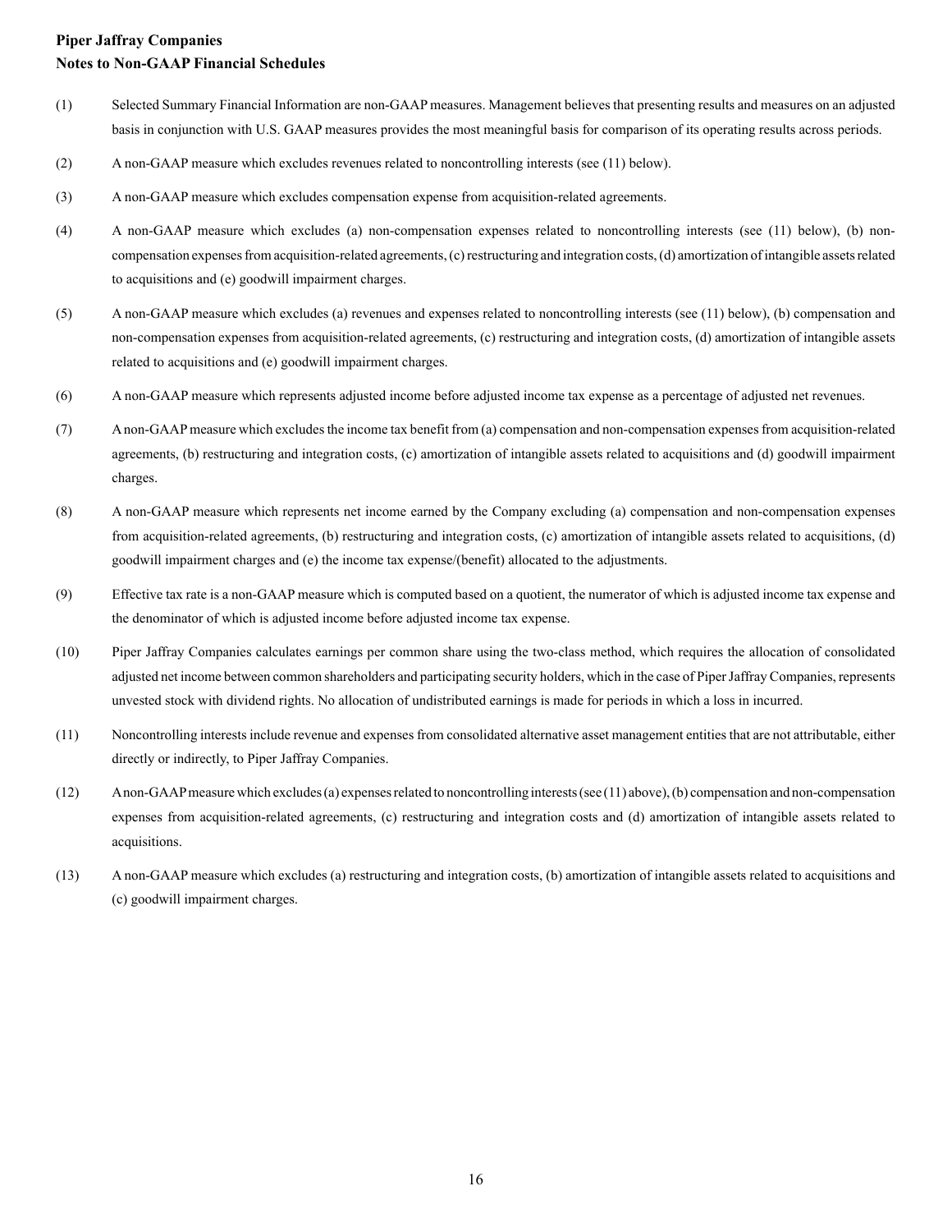**Piper Jaffray Companies**
**Notes to Non-GAAP Financial Schedules**

(1) Selected Summary Financial Information are non-GAAP measures. Management believes that presenting results and measures on an adjusted basis in conjunction with U.S. GAAP measures provides the most meaningful basis for comparison of its operating results across periods.

(2) A non-GAAP measure which excludes revenues related to noncontrolling interests (see (11) below).

(3) A non-GAAP measure which excludes compensation expense from acquisition-related agreements.

(4) A non-GAAP measure which excludes (a) non-compensation expenses related to noncontrolling interests (see (11) below), (b) non-compensation expenses from acquisition-related agreements, (c) restructuring and integration costs, (d) amortization of intangible assets related to acquisitions and (e) goodwill impairment charges.

(5) A non-GAAP measure which excludes (a) revenues and expenses related to noncontrolling interests (see (11) below), (b) compensation and non-compensation expenses from acquisition-related agreements, (c) restructuring and integration costs, (d) amortization of intangible assets related to acquisitions and (e) goodwill impairment charges.

(6) A non-GAAP measure which represents adjusted income before adjusted income tax expense as a percentage of adjusted net revenues.

(7) A non-GAAP measure which excludes the income tax benefit from (a) compensation and non-compensation expenses from acquisition-related agreements, (b) restructuring and integration costs, (c) amortization of intangible assets related to acquisitions and (d) goodwill impairment charges.

(8) A non-GAAP measure which represents net income earned by the Company excluding (a) compensation and non-compensation expenses from acquisition-related agreements, (b) restructuring and integration costs, (c) amortization of intangible assets related to acquisitions, (d) goodwill impairment charges and (e) the income tax expense/(benefit) allocated to the adjustments.

(9) Effective tax rate is a non-GAAP measure which is computed based on a quotient, the numerator of which is adjusted income tax expense and the denominator of which is adjusted income before adjusted income tax expense.

(10) Piper Jaffray Companies calculates earnings per common share using the two-class method, which requires the allocation of consolidated adjusted net income between common shareholders and participating security holders, which in the case of Piper Jaffray Companies, represents unvested stock with dividend rights. No allocation of undistributed earnings is made for periods in which a loss in incurred.

(11) Noncontrolling interests include revenue and expenses from consolidated alternative asset management entities that are not attributable, either directly or indirectly, to Piper Jaffray Companies.

(12) A non-GAAP measure which excludes (a) expenses related to noncontrolling interests (see (11) above), (b) compensation and non-compensation expenses from acquisition-related agreements, (c) restructuring and integration costs and (d) amortization of intangible assets related to acquisitions.

(13) A non-GAAP measure which excludes (a) restructuring and integration costs, (b) amortization of intangible assets related to acquisitions and (c) goodwill impairment charges.